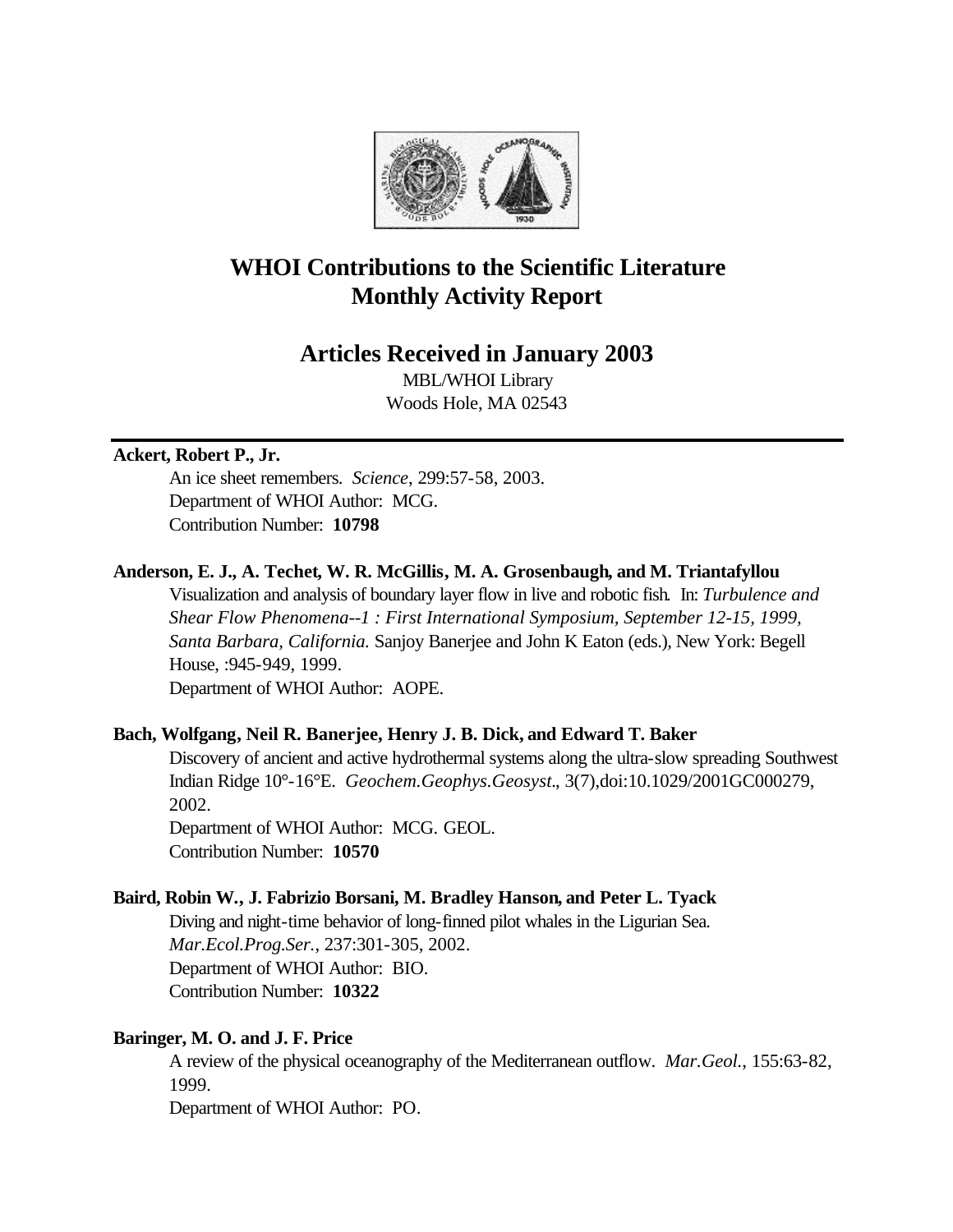# WHOI Contributions to the Scientific Literature
# Monthly Activity Report

## Articles Received in January 2003

MBL/WHOI Library
Woods Hole, MA 02543

---

**Ackert, Robert P., Jr.**

An ice sheet remembers. *Science*, 299:57-58, 2003.
Department of WHOI Author: MCG.
Contribution Number: **10798**

**Anderson, E. J., A. Techet, W. R. McGillis, M. A. Grosenbaugh, and M. Triantafyllou**

Visualization and analysis of boundary layer flow in live and robotic fish. In: *Turbulence and Shear Flow Phenomena--1 : First International Symposium, September 12-15, 1999, Santa Barbara, California.* Sanjoy Banerjee and John K Eaton (eds.), New York: Begell House, :945-949, 1999.
Department of WHOI Author: AOPE.

**Bach, Wolfgang, Neil R. Banerjee, Henry J. B. Dick, and Edward T. Baker**

Discovery of ancient and active hydrothermal systems along the ultra-slow spreading Southwest Indian Ridge 10°-16°E. *Geochem.Geophys.Geosyst.*, 3(7),doi:10.1029/2001GC000279, 2002.
Department of WHOI Author: MCG. GEOL.
Contribution Number: **10570**

**Baird, Robin W., J. Fabrizio Borsani, M. Bradley Hanson, and Peter L. Tyack**

Diving and night-time behavior of long-finned pilot whales in the Ligurian Sea. *Mar.Ecol.Prog.Ser.*, 237:301-305, 2002.
Department of WHOI Author: BIO.
Contribution Number: **10322**

**Baringer, M. O. and J. F. Price**

A review of the physical oceanography of the Mediterranean outflow. *Mar.Geol.*, 155:63-82, 1999.
Department of WHOI Author: PO.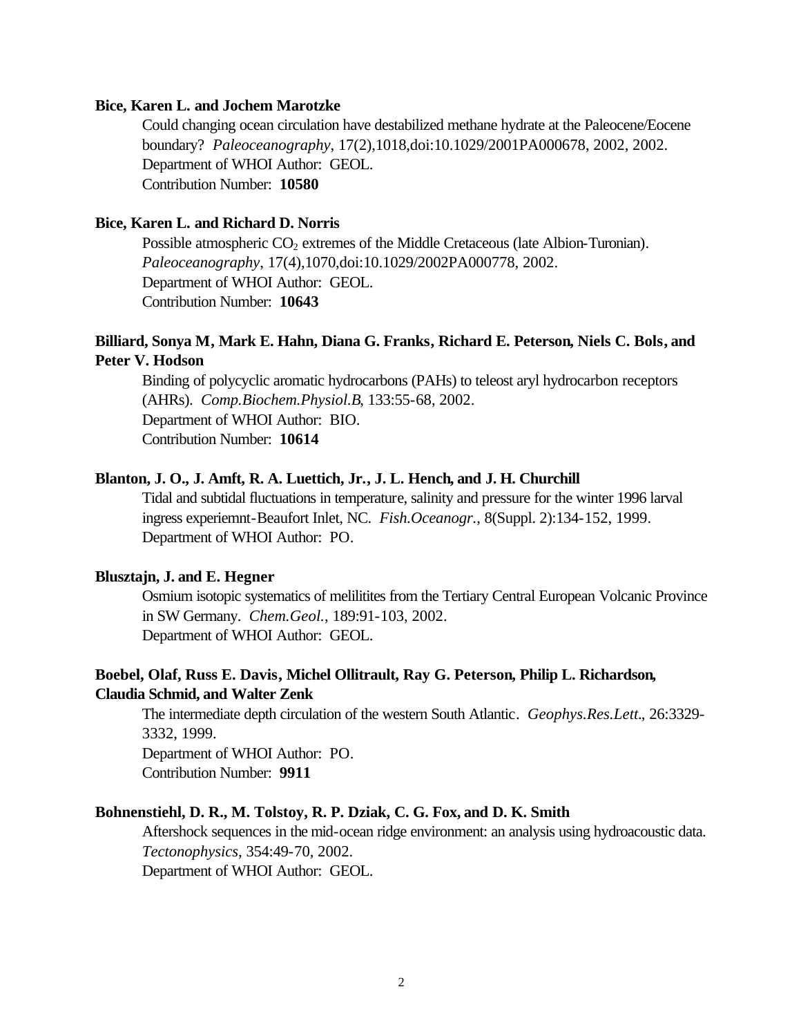**Bice, Karen L. and Jochem Marotzke**

Could changing ocean circulation have destabilized methane hydrate at the Paleocene/Eocene boundary? *Paleoceanography*, 17(2),1018,doi:10.1029/2001PA000678, 2002, 2002.
Department of WHOI Author: GEOL.
Contribution Number: **10580**

**Bice, Karen L. and Richard D. Norris**

Possible atmospheric $CO_2$ extremes of the Middle Cretaceous (late Albion-Turonian). *Paleoceanography*, 17(4),1070,doi:10.1029/2002PA000778, 2002.
Department of WHOI Author: GEOL.
Contribution Number: **10643**

**Billiard, Sonya M, Mark E. Hahn, Diana G. Franks, Richard E. Peterson, Niels C. Bols, and Peter V. Hodson**

Binding of polycyclic aromatic hydrocarbons (PAHs) to teleost aryl hydrocarbon receptors (AHRs). *Comp.Biochem.Physiol.B*, 133:55-68, 2002.
Department of WHOI Author: BIO.
Contribution Number: **10614**

**Blanton, J. O., J. Amft, R. A. Luettich, Jr., J. L. Hench, and J. H. Churchill**

Tidal and subtidal fluctuations in temperature, salinity and pressure for the winter 1996 larval ingress experiemnt-Beaufort Inlet, NC. *Fish.Oceanogr.*, 8(Suppl. 2):134-152, 1999.
Department of WHOI Author: PO.

**Blusztajn, J. and E. Hegner**

Osmium isotopic systematics of melilitites from the Tertiary Central European Volcanic Province in SW Germany. *Chem.Geol.*, 189:91-103, 2002.
Department of WHOI Author: GEOL.

**Boebel, Olaf, Russ E. Davis, Michel Ollitrault, Ray G. Peterson, Philip L. Richardson, Claudia Schmid, and Walter Zenk**

The intermediate depth circulation of the western South Atlantic. *Geophys.Res.Lett.*, 26:3329-3332, 1999.
Department of WHOI Author: PO.
Contribution Number: **9911**

**Bohnenstiehl, D. R., M. Tolstoy, R. P. Dziak, C. G. Fox, and D. K. Smith**

Aftershock sequences in the mid-ocean ridge environment: an analysis using hydroacoustic data. *Tectonophysics*, 354:49-70, 2002.
Department of WHOI Author: GEOL.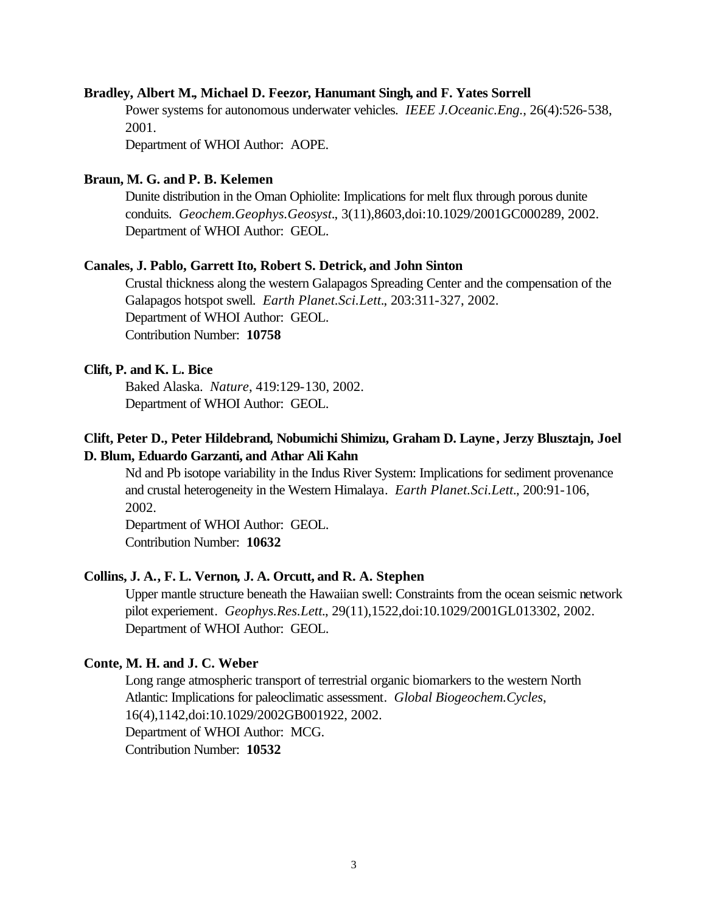**Bradley, Albert M., Michael D. Feezor, Hanumant Singh, and F. Yates Sorrell**

Power systems for autonomous underwater vehicles. *IEEE J.Oceanic.Eng.*, 26(4):526-538, 2001.

Department of WHOI Author: AOPE.

**Braun, M. G. and P. B. Kelemen**

Dunite distribution in the Oman Ophiolite: Implications for melt flux through porous dunite conduits. *Geochem.Geophys.Geosyst.*, 3(11),8603,doi:10.1029/2001GC000289, 2002.

Department of WHOI Author: GEOL.

**Canales, J. Pablo, Garrett Ito, Robert S. Detrick, and John Sinton**

Crustal thickness along the western Galapagos Spreading Center and the compensation of the Galapagos hotspot swell. *Earth Planet.Sci.Lett.*, 203:311-327, 2002.

Department of WHOI Author: GEOL.

Contribution Number: **10758**

**Clift, P. and K. L. Bice**

Baked Alaska. *Nature*, 419:129-130, 2002.

Department of WHOI Author: GEOL.

**Clift, Peter D., Peter Hildebrand, Nobumichi Shimizu, Graham D. Layne, Jerzy Blusztajn, Joel D. Blum, Eduardo Garzanti, and Athar Ali Kahn**

Nd and Pb isotope variability in the Indus River System: Implications for sediment provenance and crustal heterogeneity in the Western Himalaya. *Earth Planet.Sci.Lett.*, 200:91-106, 2002.

Department of WHOI Author: GEOL.

Contribution Number: **10632**

**Collins, J. A., F. L. Vernon, J. A. Orcutt, and R. A. Stephen**

Upper mantle structure beneath the Hawaiian swell: Constraints from the ocean seismic network pilot experiement. *Geophys.Res.Lett.*, 29(11),1522,doi:10.1029/2001GL013302, 2002.

Department of WHOI Author: GEOL.

**Conte, M. H. and J. C. Weber**

Long range atmospheric transport of terrestrial organic biomarkers to the western North Atlantic: Implications for paleoclimatic assessment. *Global Biogeochem.Cycles*, 16(4),1142,doi:10.1029/2002GB001922, 2002.

Department of WHOI Author: MCG.

Contribution Number: **10532**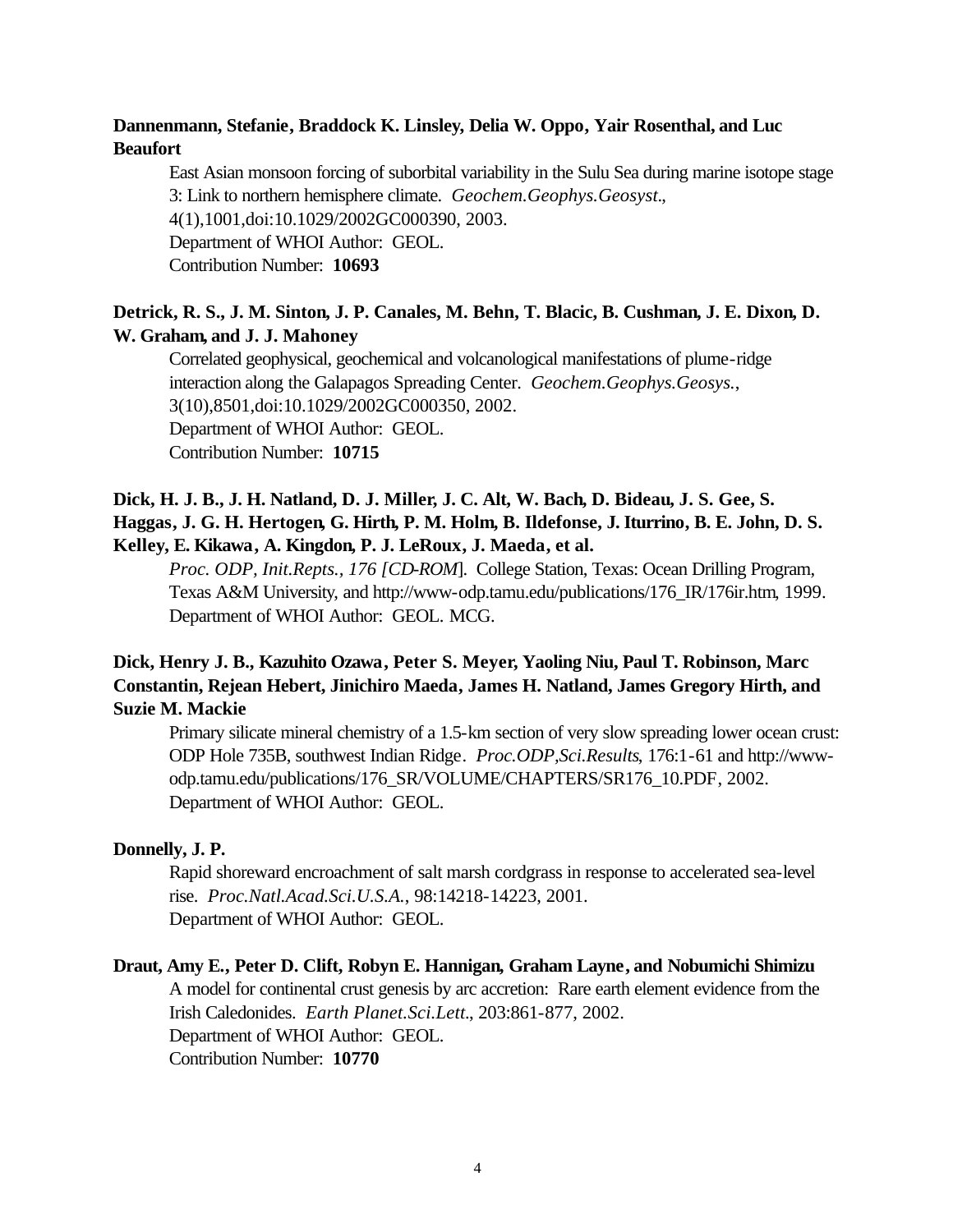**Dannenmann, Stefanie, Braddock K. Linsley, Delia W. Oppo, Yair Rosenthal, and Luc Beaufort**

East Asian monsoon forcing of suborbital variability in the Sulu Sea during marine isotope stage 3: Link to northern hemisphere climate. *Geochem.Geophys.Geosyst.*, 4(1),1001,doi:10.1029/2002GC000390, 2003.
Department of WHOI Author: GEOL.
Contribution Number: **10693**

**Detrick, R. S., J. M. Sinton, J. P. Canales, M. Behn, T. Blacic, B. Cushman, J. E. Dixon, D. W. Graham, and J. J. Mahoney**

Correlated geophysical, geochemical and volcanological manifestations of plume-ridge interaction along the Galapagos Spreading Center. *Geochem.Geophys.Geosys.*, 3(10),8501,doi:10.1029/2002GC000350, 2002.
Department of WHOI Author: GEOL.
Contribution Number: **10715**

**Dick, H. J. B., J. H. Natland, D. J. Miller, J. C. Alt, W. Bach, D. Bideau, J. S. Gee, S. Haggas, J. G. H. Hertogen, G. Hirth, P. M. Holm, B. Ildefonse, J. Iturrino, B. E. John, D. S. Kelley, E. Kikawa, A. Kingdon, P. J. LeRoux, J. Maeda, et al.**

*Proc. ODP, Init.Repts., 176 [CD-ROM*]. College Station, Texas: Ocean Drilling Program, Texas A&M University, and http://www-odp.tamu.edu/publications/176_IR/176ir.htm, 1999.
Department of WHOI Author: GEOL. MCG.

**Dick, Henry J. B., Kazuhito Ozawa, Peter S. Meyer, Yaoling Niu, Paul T. Robinson, Marc Constantin, Rejean Hebert, Jinichiro Maeda, James H. Natland, James Gregory Hirth, and Suzie M. Mackie**

Primary silicate mineral chemistry of a 1.5-km section of very slow spreading lower ocean crust: ODP Hole 735B, southwest Indian Ridge. *Proc.ODP,Sci.Results*, 176:1-61 and http://www-odp.tamu.edu/publications/176_SR/VOLUME/CHAPTERS/SR176_10.PDF, 2002.
Department of WHOI Author: GEOL.

**Donnelly, J. P.**

Rapid shoreward encroachment of salt marsh cordgrass in response to accelerated sea-level rise. *Proc.Natl.Acad.Sci.U.S.A.*, 98:14218-14223, 2001.
Department of WHOI Author: GEOL.

**Draut, Amy E., Peter D. Clift, Robyn E. Hannigan, Graham Layne, and Nobumichi Shimizu**

A model for continental crust genesis by arc accretion: Rare earth element evidence from the Irish Caledonides. *Earth Planet.Sci.Lett.*, 203:861-877, 2002.
Department of WHOI Author: GEOL.
Contribution Number: **10770**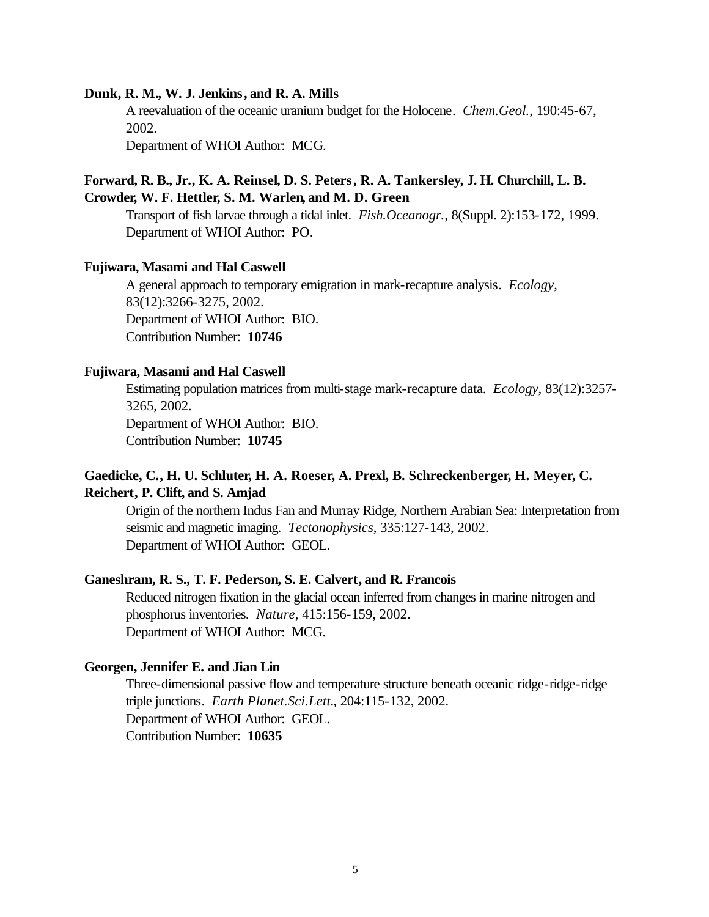**Dunk, R. M., W. J. Jenkins, and R. A. Mills**

A reevaluation of the oceanic uranium budget for the Holocene. *Chem.Geol.*, 190:45-67, 2002.
Department of WHOI Author: MCG.

**Forward, R. B., Jr., K. A. Reinsel, D. S. Peters, R. A. Tankersley, J. H. Churchill, L. B. Crowder, W. F. Hettler, S. M. Warlen, and M. D. Green**

Transport of fish larvae through a tidal inlet. *Fish.Oceanogr.*, 8(Suppl. 2):153-172, 1999.
Department of WHOI Author: PO.

**Fujiwara, Masami and Hal Caswell**

A general approach to temporary emigration in mark-recapture analysis. *Ecology*, 83(12):3266-3275, 2002.
Department of WHOI Author: BIO.
Contribution Number: **10746**

**Fujiwara, Masami and Hal Caswell**

Estimating population matrices from multi-stage mark-recapture data. *Ecology*, 83(12):3257-3265, 2002.
Department of WHOI Author: BIO.
Contribution Number: **10745**

**Gaedicke, C., H. U. Schluter, H. A. Roeser, A. Prexl, B. Schreckenberger, H. Meyer, C. Reichert, P. Clift, and S. Amjad**

Origin of the northern Indus Fan and Murray Ridge, Northern Arabian Sea: Interpretation from seismic and magnetic imaging. *Tectonophysics*, 335:127-143, 2002.
Department of WHOI Author: GEOL.

**Ganeshram, R. S., T. F. Pederson, S. E. Calvert, and R. Francois**

Reduced nitrogen fixation in the glacial ocean inferred from changes in marine nitrogen and phosphorus inventories. *Nature*, 415:156-159, 2002.
Department of WHOI Author: MCG.

**Georgen, Jennifer E. and Jian Lin**

Three-dimensional passive flow and temperature structure beneath oceanic ridge-ridge-ridge triple junctions. *Earth Planet.Sci.Lett.*, 204:115-132, 2002.
Department of WHOI Author: GEOL.
Contribution Number: **10635**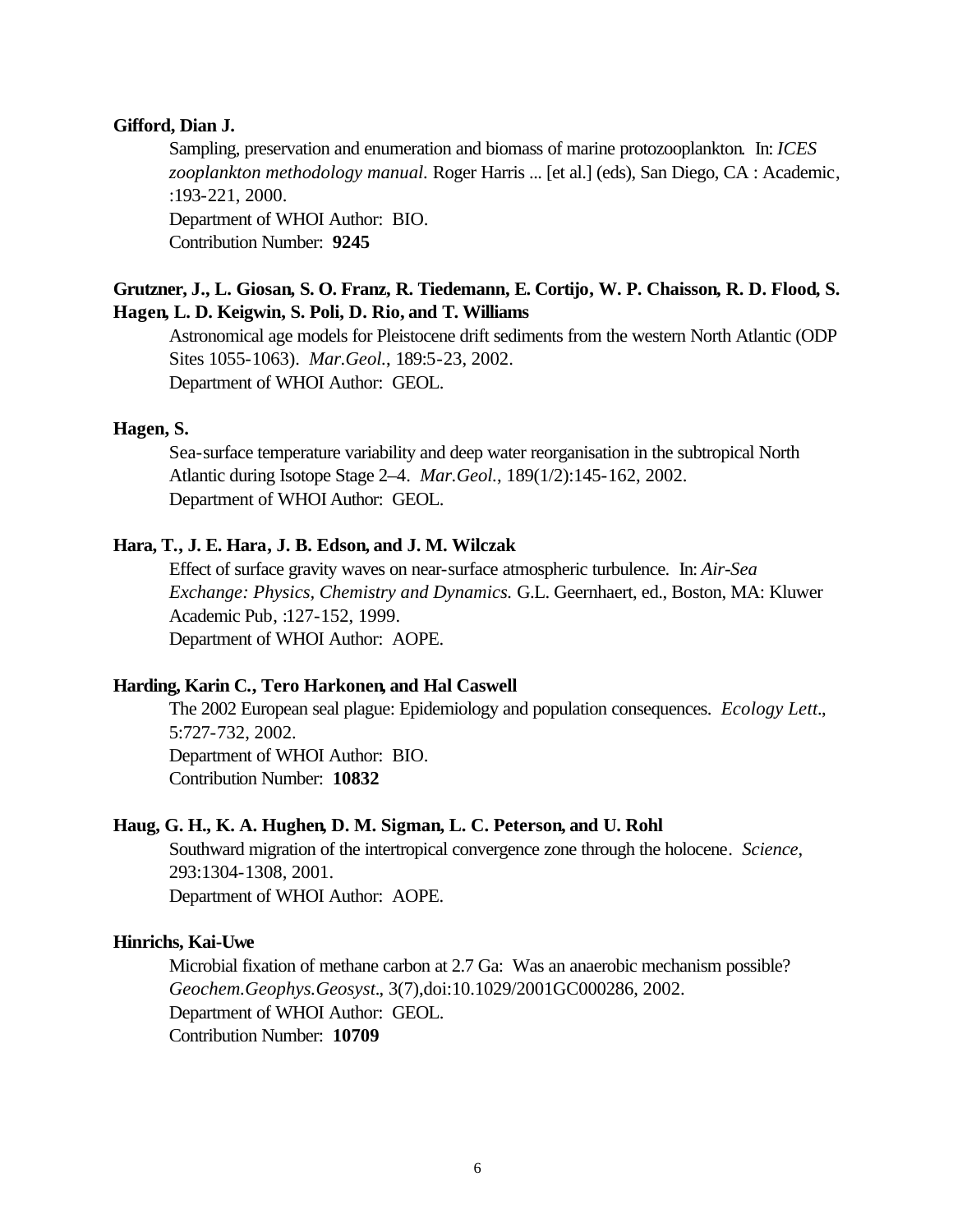**Gifford, Dian J.**

Sampling, preservation and enumeration and biomass of marine protozooplankton. In: *ICES zooplankton methodology manual.* Roger Harris ... [et al.] (eds), San Diego, CA : Academic, :193-221, 2000.
Department of WHOI Author: BIO.
Contribution Number: **9245**

**Grutzner, J., L. Giosan, S. O. Franz, R. Tiedemann, E. Cortijo, W. P. Chaisson, R. D. Flood, S. Hagen, L. D. Keigwin, S. Poli, D. Rio, and T. Williams**

Astronomical age models for Pleistocene drift sediments from the western North Atlantic (ODP Sites 1055-1063). *Mar.Geol.*, 189:5-23, 2002.
Department of WHOI Author: GEOL.

**Hagen, S.**

Sea-surface temperature variability and deep water reorganisation in the subtropical North Atlantic during Isotope Stage 2–4. *Mar.Geol.*, 189(1/2):145-162, 2002.
Department of WHOI Author: GEOL.

**Hara, T., J. E. Hara, J. B. Edson, and J. M. Wilczak**

Effect of surface gravity waves on near-surface atmospheric turbulence. In: *Air-Sea Exchange: Physics, Chemistry and Dynamics.* G.L. Geernhaert, ed., Boston, MA: Kluwer Academic Pub, :127-152, 1999.
Department of WHOI Author: AOPE.

**Harding, Karin C., Tero Harkonen, and Hal Caswell**

The 2002 European seal plague: Epidemiology and population consequences. *Ecology Lett.*, 5:727-732, 2002.
Department of WHOI Author: BIO.
Contribution Number: **10832**

**Haug, G. H., K. A. Hughen, D. M. Sigman, L. C. Peterson, and U. Rohl**

Southward migration of the intertropical convergence zone through the holocene. *Science*, 293:1304-1308, 2001.
Department of WHOI Author: AOPE.

**Hinrichs, Kai-Uwe**

Microbial fixation of methane carbon at 2.7 Ga: Was an anaerobic mechanism possible? *Geochem.Geophys.Geosyst.*, 3(7),doi:10.1029/2001GC000286, 2002.
Department of WHOI Author: GEOL.
Contribution Number: **10709**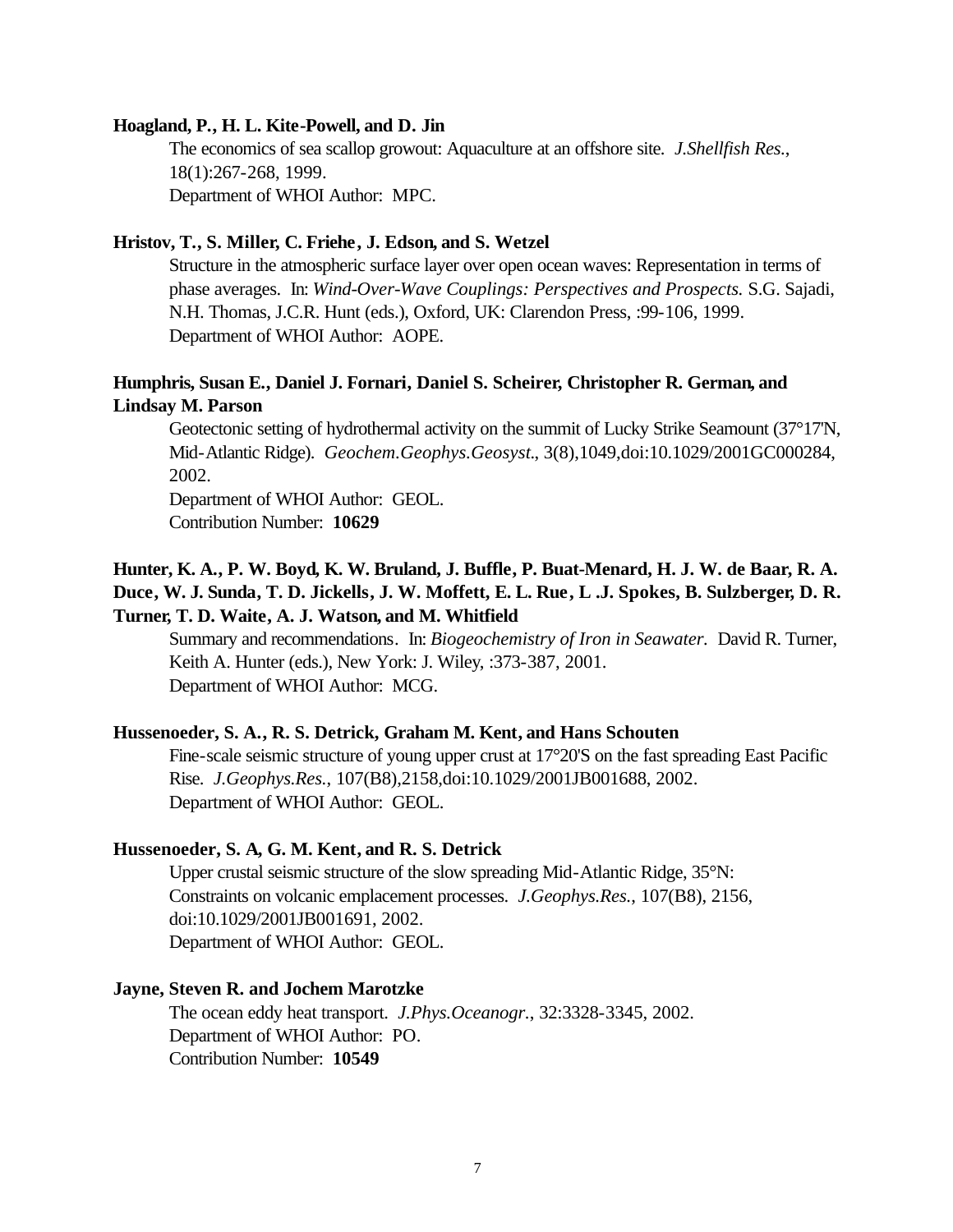**Hoagland, P., H. L. Kite-Powell, and D. Jin**

The economics of sea scallop growout: Aquaculture at an offshore site. *J.Shellfish Res.*, 18(1):267-268, 1999.
Department of WHOI Author: MPC.

**Hristov, T., S. Miller, C. Friehe, J. Edson, and S. Wetzel**

Structure in the atmospheric surface layer over open ocean waves: Representation in terms of phase averages. In: *Wind-Over-Wave Couplings: Perspectives and Prospects.* S.G. Sajadi, N.H. Thomas, J.C.R. Hunt (eds.), Oxford, UK: Clarendon Press, :99-106, 1999.
Department of WHOI Author: AOPE.

**Humphris, Susan E., Daniel J. Fornari, Daniel S. Scheirer, Christopher R. German, and Lindsay M. Parson**

Geotectonic setting of hydrothermal activity on the summit of Lucky Strike Seamount (37°17'N, Mid-Atlantic Ridge). *Geochem.Geophys.Geosyst.*, 3(8),1049,doi:10.1029/2001GC000284, 2002.
Department of WHOI Author: GEOL.
Contribution Number: **10629**

**Hunter, K. A., P. W. Boyd, K. W. Bruland, J. Buffle, P. Buat-Menard, H. J. W. de Baar, R. A. Duce, W. J. Sunda, T. D. Jickells, J. W. Moffett, E. L. Rue, L .J. Spokes, B. Sulzberger, D. R. Turner, T. D. Waite, A. J. Watson, and M. Whitfield**

Summary and recommendations. In: *Biogeochemistry of Iron in Seawater.* David R. Turner, Keith A. Hunter (eds.), New York: J. Wiley, :373-387, 2001.
Department of WHOI Author: MCG.

**Hussenoeder, S. A., R. S. Detrick, Graham M. Kent, and Hans Schouten**

Fine-scale seismic structure of young upper crust at 17°20'S on the fast spreading East Pacific Rise. *J.Geophys.Res.*, 107(B8),2158,doi:10.1029/2001JB001688, 2002.
Department of WHOI Author: GEOL.

**Hussenoeder, S. A, G. M. Kent, and R. S. Detrick**

Upper crustal seismic structure of the slow spreading Mid-Atlantic Ridge, 35°N: Constraints on volcanic emplacement processes. *J.Geophys.Res.*, 107(B8), 2156, doi:10.1029/2001JB001691, 2002.
Department of WHOI Author: GEOL.

**Jayne, Steven R. and Jochem Marotzke**

The ocean eddy heat transport. *J.Phys.Oceanogr.*, 32:3328-3345, 2002.
Department of WHOI Author: PO.
Contribution Number: **10549**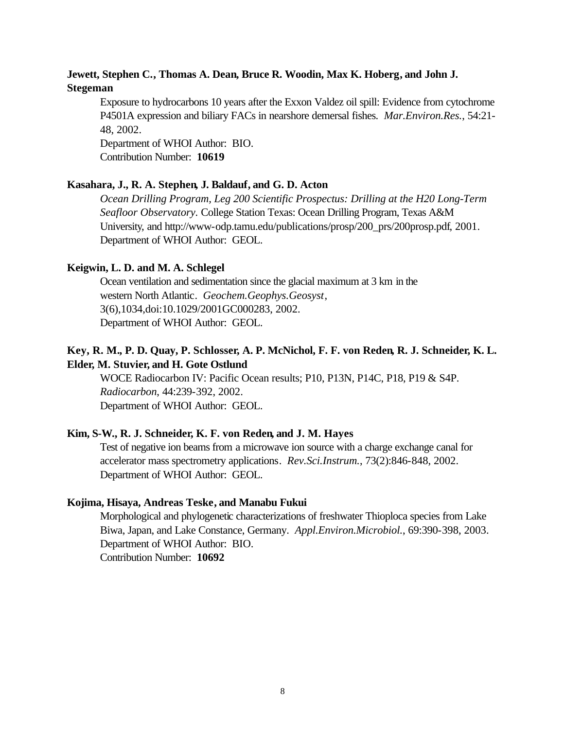**Jewett, Stephen C., Thomas A. Dean, Bruce R. Woodin, Max K. Hoberg, and John J. Stegeman**

Exposure to hydrocarbons 10 years after the Exxon Valdez oil spill: Evidence from cytochrome P4501A expression and biliary FACs in nearshore demersal fishes. *Mar.Environ.Res.*, 54:21-48, 2002.
Department of WHOI Author: BIO.
Contribution Number: **10619**

**Kasahara, J., R. A. Stephen, J. Baldauf, and G. D. Acton**

*Ocean Drilling Program, Leg 200 Scientific Prospectus: Drilling at the H20 Long-Term Seafloor Observatory.* College Station Texas: Ocean Drilling Program, Texas A&M University, and http://www-odp.tamu.edu/publications/prosp/200_prs/200prosp.pdf, 2001.
Department of WHOI Author: GEOL.

**Keigwin, L. D. and M. A. Schlegel**

Ocean ventilation and sedimentation since the glacial maximum at 3 km in the western North Atlantic. *Geochem.Geophys.Geosyst*, 3(6),1034,doi:10.1029/2001GC000283, 2002.
Department of WHOI Author: GEOL.

**Key, R. M., P. D. Quay, P. Schlosser, A. P. McNichol, F. F. von Reden, R. J. Schneider, K. L. Elder, M. Stuvier, and H. Gote Ostlund**

WOCE Radiocarbon IV: Pacific Ocean results; P10, P13N, P14C, P18, P19 & S4P. *Radiocarbon*, 44:239-392, 2002.
Department of WHOI Author: GEOL.

**Kim, S-W., R. J. Schneider, K. F. von Reden, and J. M. Hayes**

Test of negative ion beams from a microwave ion source with a charge exchange canal for accelerator mass spectrometry applications. *Rev.Sci.Instrum.*, 73(2):846-848, 2002.
Department of WHOI Author: GEOL.

**Kojima, Hisaya, Andreas Teske, and Manabu Fukui**

Morphological and phylogenetic characterizations of freshwater Thioploca species from Lake Biwa, Japan, and Lake Constance, Germany. *Appl.Environ.Microbiol.*, 69:390-398, 2003.
Department of WHOI Author: BIO.
Contribution Number: **10692**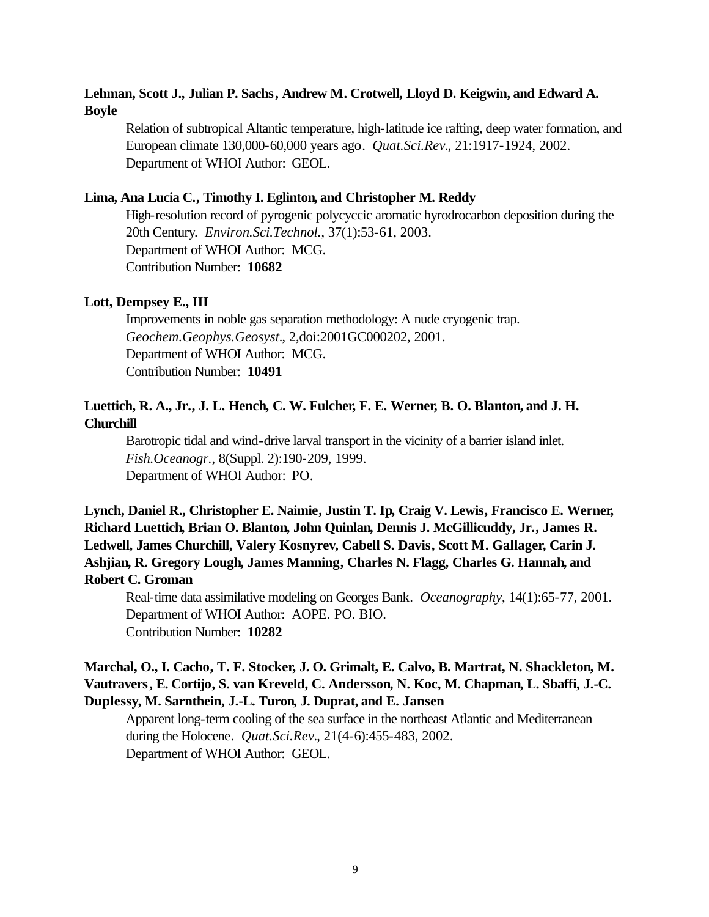**Lehman, Scott J., Julian P. Sachs, Andrew M. Crotwell, Lloyd D. Keigwin, and Edward A. Boyle**

Relation of subtropical Altantic temperature, high-latitude ice rafting, deep water formation, and European climate 130,000-60,000 years ago. *Quat.Sci.Rev.*, 21:1917-1924, 2002.
Department of WHOI Author: GEOL.

**Lima, Ana Lucia C., Timothy I. Eglinton, and Christopher M. Reddy**

High-resolution record of pyrogenic polycyccic aromatic hyrodrocarbon deposition during the 20th Century. *Environ.Sci.Technol.*, 37(1):53-61, 2003.
Department of WHOI Author: MCG.
Contribution Number: **10682**

**Lott, Dempsey E., III**

Improvements in noble gas separation methodology: A nude cryogenic trap. *Geochem.Geophys.Geosyst.*, 2,doi:2001GC000202, 2001.
Department of WHOI Author: MCG.
Contribution Number: **10491**

**Luettich, R. A., Jr., J. L. Hench, C. W. Fulcher, F. E. Werner, B. O. Blanton, and J. H. Churchill**

Barotropic tidal and wind-drive larval transport in the vicinity of a barrier island inlet. *Fish.Oceanogr.*, 8(Suppl. 2):190-209, 1999.
Department of WHOI Author: PO.

**Lynch, Daniel R., Christopher E. Naimie, Justin T. Ip, Craig V. Lewis, Francisco E. Werner, Richard Luettich, Brian O. Blanton, John Quinlan, Dennis J. McGillicuddy, Jr., James R. Ledwell, James Churchill, Valery Kosnyrev, Cabell S. Davis, Scott M. Gallager, Carin J. Ashjian, R. Gregory Lough, James Manning, Charles N. Flagg, Charles G. Hannah, and Robert C. Groman**

Real-time data assimilative modeling on Georges Bank. *Oceanography*, 14(1):65-77, 2001.
Department of WHOI Author: AOPE. PO. BIO.
Contribution Number: **10282**

**Marchal, O., I. Cacho, T. F. Stocker, J. O. Grimalt, E. Calvo, B. Martrat, N. Shackleton, M. Vautravers, E. Cortijo, S. van Kreveld, C. Andersson, N. Koc, M. Chapman, L. Sbaffi, J.-C. Duplessy, M. Sarnthein, J.-L. Turon, J. Duprat, and E. Jansen**

Apparent long-term cooling of the sea surface in the northeast Atlantic and Mediterranean during the Holocene. *Quat.Sci.Rev.*, 21(4-6):455-483, 2002.
Department of WHOI Author: GEOL.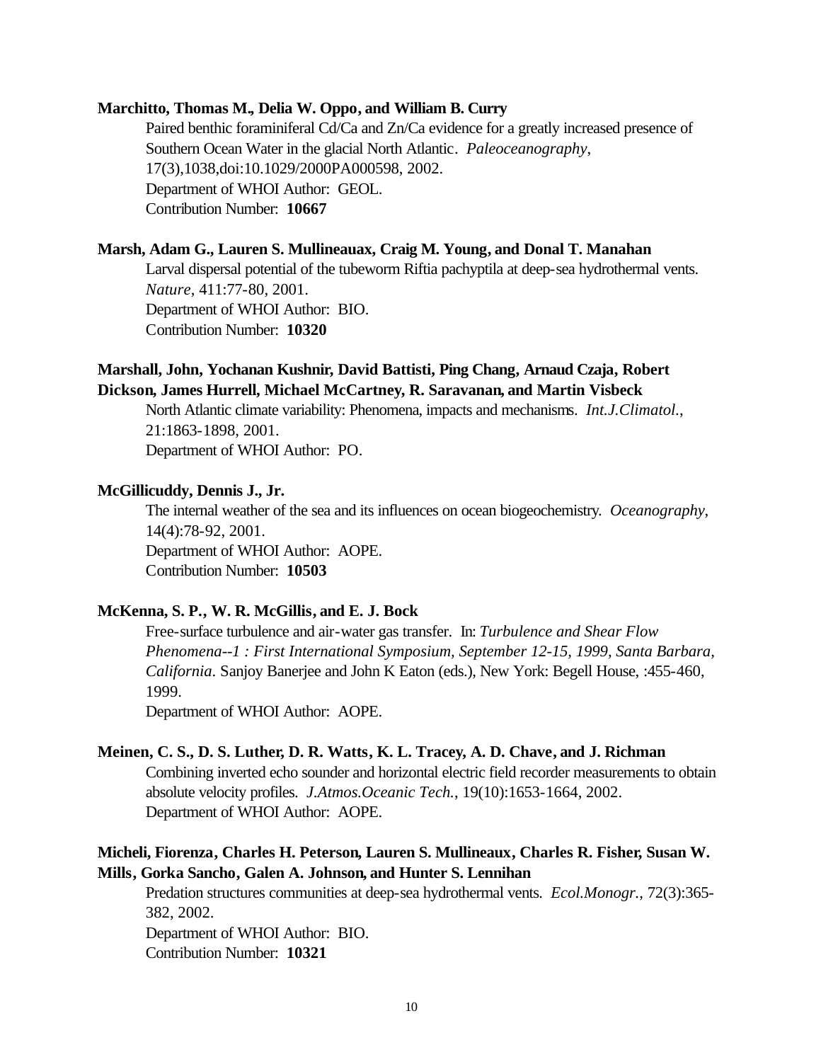**Marchitto, Thomas M., Delia W. Oppo, and William B. Curry**

Paired benthic foraminiferal Cd/Ca and Zn/Ca evidence for a greatly increased presence of Southern Ocean Water in the glacial North Atlantic. *Paleoceanography*, 17(3),1038,doi:10.1029/2000PA000598, 2002.
Department of WHOI Author: GEOL.
Contribution Number: **10667**

**Marsh, Adam G., Lauren S. Mullineauax, Craig M. Young, and Donal T. Manahan**

Larval dispersal potential of the tubeworm Riftia pachyptila at deep-sea hydrothermal vents. *Nature*, 411:77-80, 2001.
Department of WHOI Author: BIO.
Contribution Number: **10320**

**Marshall, John, Yochanan Kushnir, David Battisti, Ping Chang, Arnaud Czaja, Robert Dickson, James Hurrell, Michael McCartney, R. Saravanan, and Martin Visbeck**

North Atlantic climate variability: Phenomena, impacts and mechanisms. *Int.J.Climatol.*, 21:1863-1898, 2001.
Department of WHOI Author: PO.

**McGillicuddy, Dennis J., Jr.**

The internal weather of the sea and its influences on ocean biogeochemistry. *Oceanography*, 14(4):78-92, 2001.
Department of WHOI Author: AOPE.
Contribution Number: **10503**

**McKenna, S. P., W. R. McGillis, and E. J. Bock**

Free-surface turbulence and air-water gas transfer. In: *Turbulence and Shear Flow Phenomena--1 : First International Symposium, September 12-15, 1999, Santa Barbara, California*. Sanjoy Banerjee and John K Eaton (eds.), New York: Begell House, :455-460, 1999.
Department of WHOI Author: AOPE.

**Meinen, C. S., D. S. Luther, D. R. Watts, K. L. Tracey, A. D. Chave, and J. Richman**

Combining inverted echo sounder and horizontal electric field recorder measurements to obtain absolute velocity profiles. *J.Atmos.Oceanic Tech.*, 19(10):1653-1664, 2002.
Department of WHOI Author: AOPE.

**Micheli, Fiorenza, Charles H. Peterson, Lauren S. Mullineaux, Charles R. Fisher, Susan W. Mills, Gorka Sancho, Galen A. Johnson, and Hunter S. Lennihan**

Predation structures communities at deep-sea hydrothermal vents. *Ecol.Monogr.*, 72(3):365-382, 2002.
Department of WHOI Author: BIO.
Contribution Number: **10321**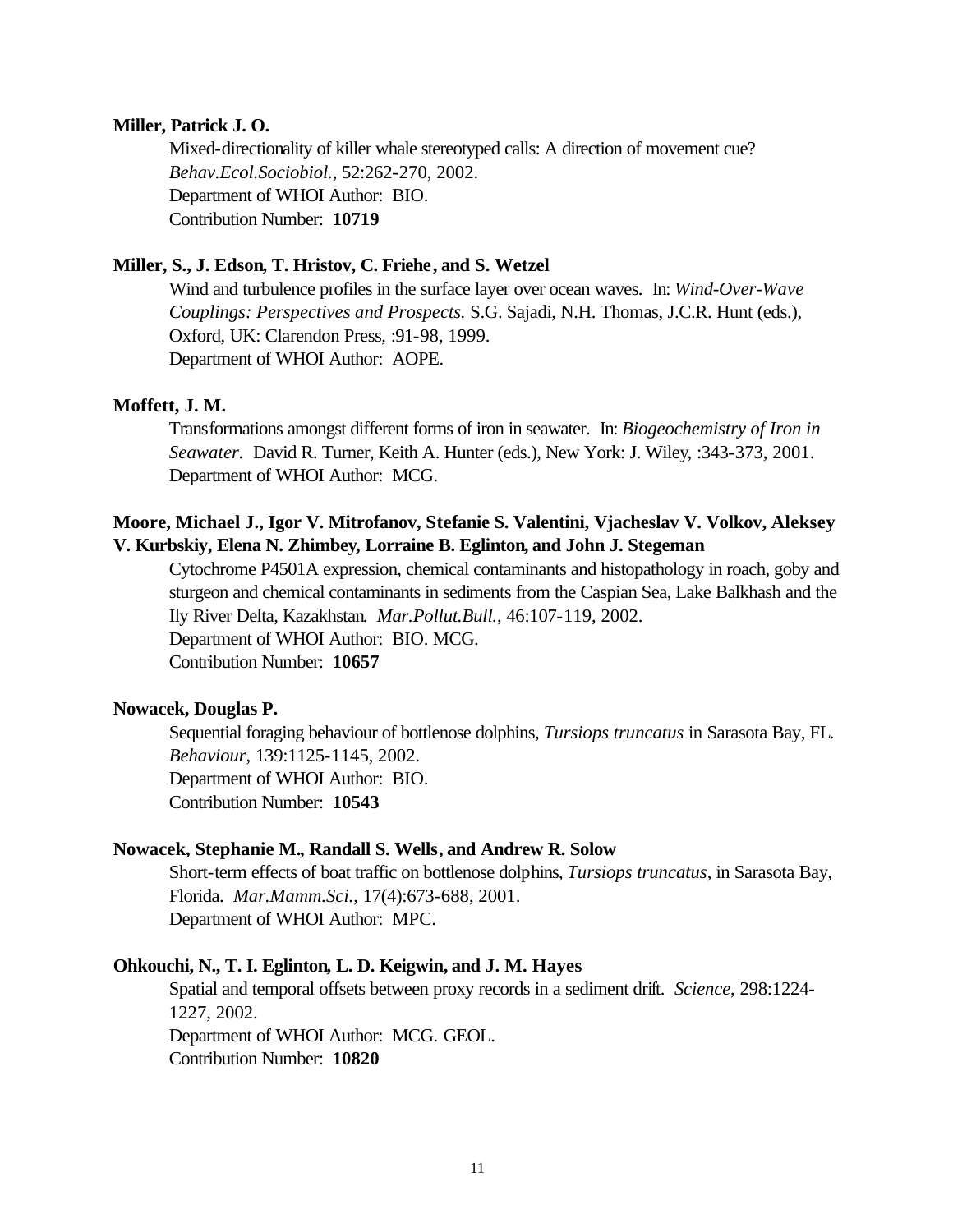**Miller, Patrick J. O.**

Mixed-directionality of killer whale stereotyped calls: A direction of movement cue? *Behav.Ecol.Sociobiol.*, 52:262-270, 2002.
Department of WHOI Author: BIO.
Contribution Number: **10719**

**Miller, S., J. Edson, T. Hristov, C. Friehe, and S. Wetzel**

Wind and turbulence profiles in the surface layer over ocean waves. In: *Wind-Over-Wave Couplings: Perspectives and Prospects.* S.G. Sajadi, N.H. Thomas, J.C.R. Hunt (eds.), Oxford, UK: Clarendon Press, :91-98, 1999.
Department of WHOI Author: AOPE.

**Moffett, J. M.**

Transformations amongst different forms of iron in seawater. In: *Biogeochemistry of Iron in Seawater*. David R. Turner, Keith A. Hunter (eds.), New York: J. Wiley, :343-373, 2001.
Department of WHOI Author: MCG.

**Moore, Michael J., Igor V. Mitrofanov, Stefanie S. Valentini, Vjacheslav V. Volkov, Aleksey V. Kurbskiy, Elena N. Zhimbey, Lorraine B. Eglinton, and John J. Stegeman**

Cytochrome P4501A expression, chemical contaminants and histopathology in roach, goby and sturgeon and chemical contaminants in sediments from the Caspian Sea, Lake Balkhash and the Ily River Delta, Kazakhstan. *Mar.Pollut.Bull.*, 46:107-119, 2002.
Department of WHOI Author: BIO. MCG.
Contribution Number: **10657**

**Nowacek, Douglas P.**

Sequential foraging behaviour of bottlenose dolphins, *Tursiops truncatus* in Sarasota Bay, FL. *Behaviour*, 139:1125-1145, 2002.
Department of WHOI Author: BIO.
Contribution Number: **10543**

**Nowacek, Stephanie M., Randall S. Wells, and Andrew R. Solow**

Short-term effects of boat traffic on bottlenose dolphins, *Tursiops truncatus*, in Sarasota Bay, Florida. *Mar.Mamm.Sci.*, 17(4):673-688, 2001.
Department of WHOI Author: MPC.

**Ohkouchi, N., T. I. Eglinton, L. D. Keigwin, and J. M. Hayes**

Spatial and temporal offsets between proxy records in a sediment drift. *Science*, 298:1224-1227, 2002.
Department of WHOI Author: MCG. GEOL.
Contribution Number: **10820**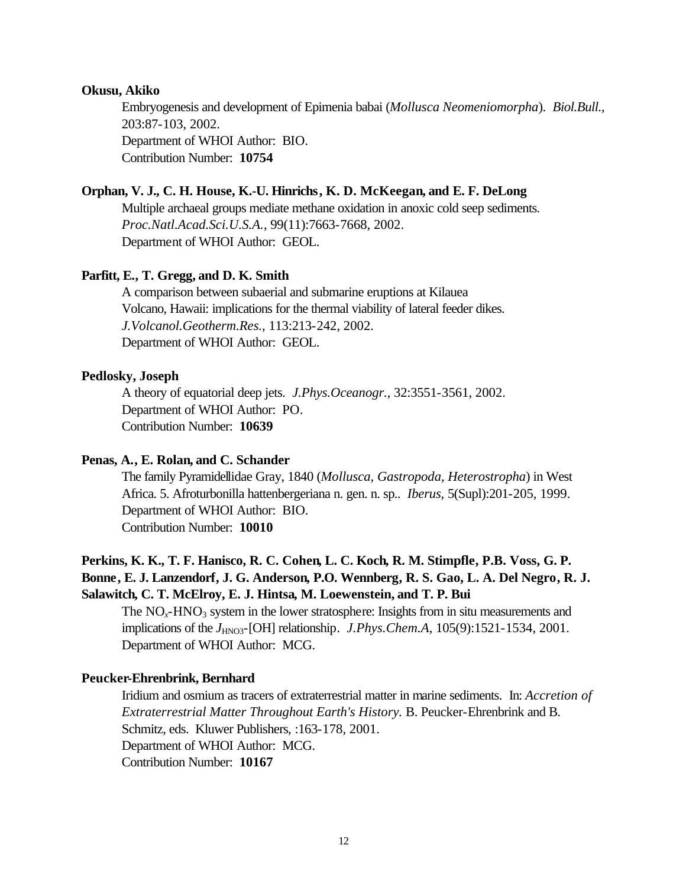**Okusu, Akiko**

Embryogenesis and development of Epimenia babai (*Mollusca Neomeniomorpha*). *Biol.Bull.*, 203:87-103, 2002.
Department of WHOI Author: BIO.
Contribution Number: **10754**

**Orphan, V. J., C. H. House, K.-U. Hinrichs, K. D. McKeegan, and E. F. DeLong**

Multiple archaeal groups mediate methane oxidation in anoxic cold seep sediments. *Proc.Natl.Acad.Sci.U.S.A.*, 99(11):7663-7668, 2002.
Department of WHOI Author: GEOL.

**Parfitt, E., T. Gregg, and D. K. Smith**

A comparison between subaerial and submarine eruptions at Kilauea Volcano, Hawaii: implications for the thermal viability of lateral feeder dikes. *J.Volcanol.Geotherm.Res.*, 113:213-242, 2002.
Department of WHOI Author: GEOL.

**Pedlosky, Joseph**

A theory of equatorial deep jets. *J.Phys.Oceanogr.*, 32:3551-3561, 2002.
Department of WHOI Author: PO.
Contribution Number: **10639**

**Penas, A., E. Rolan, and C. Schander**

The family Pyramidellidae Gray, 1840 (*Mollusca, Gastropoda, Heterostropha*) in West Africa. 5. Afroturbonilla hattenbergeriana n. gen. n. sp.. *Iberus*, 5(Supl):201-205, 1999.
Department of WHOI Author: BIO.
Contribution Number: **10010**

**Perkins, K. K., T. F. Hanisco, R. C. Cohen, L. C. Koch, R. M. Stimpfle, P.B. Voss, G. P. Bonne, E. J. Lanzendorf, J. G. Anderson, P.O. Wennberg, R. S. Gao, L. A. Del Negro, R. J. Salawitch, C. T. McElroy, E. J. Hintsa, M. Loewenstein, and T. P. Bui**

The $NO_x$-$HNO_3$ system in the lower stratosphere: Insights from in situ measurements and implications of the $J_{HNO3}$-[OH] relationship. *J.Phys.Chem.A*, 105(9):1521-1534, 2001.
Department of WHOI Author: MCG.

**Peucker-Ehrenbrink, Bernhard**

Iridium and osmium as tracers of extraterrestrial matter in marine sediments. In: *Accretion of Extraterrestrial Matter Throughout Earth's History.* B. Peucker-Ehrenbrink and B. Schmitz, eds. Kluwer Publishers, :163-178, 2001.
Department of WHOI Author: MCG.
Contribution Number: **10167**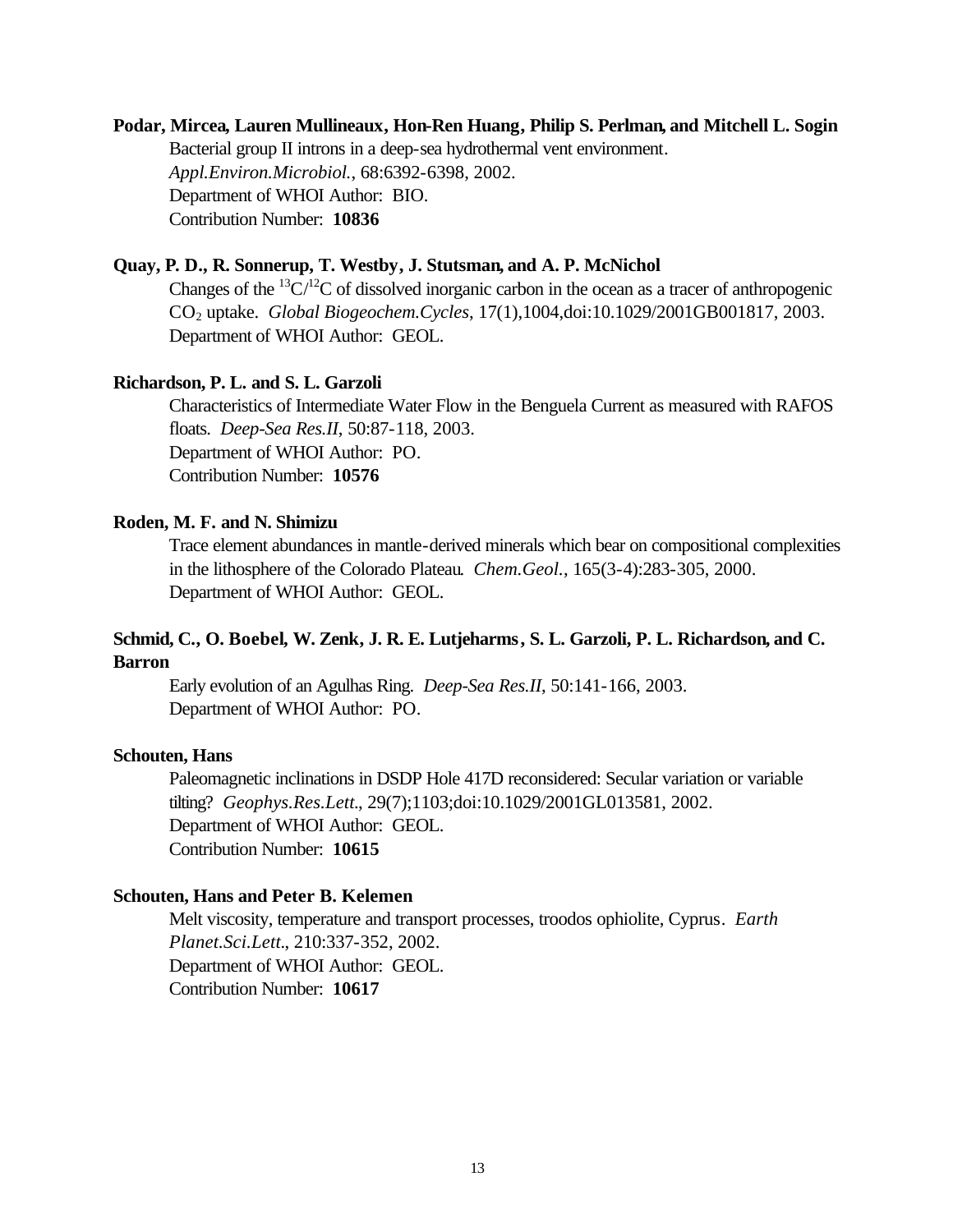**Podar, Mircea, Lauren Mullineaux, Hon-Ren Huang, Philip S. Perlman, and Mitchell L. Sogin**

Bacterial group II introns in a deep-sea hydrothermal vent environment. *Appl.Environ.Microbiol.*, 68:6392-6398, 2002.
Department of WHOI Author: BIO.
Contribution Number: **10836**

**Quay, P. D., R. Sonnerup, T. Westby, J. Stutsman, and A. P. McNichol**

Changes of the $^{13}C/^{12}C$ of dissolved inorganic carbon in the ocean as a tracer of anthropogenic $CO_2$ uptake. *Global Biogeochem.Cycles*, 17(1),1004,doi:10.1029/2001GB001817, 2003.
Department of WHOI Author: GEOL.

**Richardson, P. L. and S. L. Garzoli**

Characteristics of Intermediate Water Flow in the Benguela Current as measured with RAFOS floats. *Deep-Sea Res.II*, 50:87-118, 2003.
Department of WHOI Author: PO.
Contribution Number: **10576**

**Roden, M. F. and N. Shimizu**

Trace element abundances in mantle-derived minerals which bear on compositional complexities in the lithosphere of the Colorado Plateau. *Chem.Geol.*, 165(3-4):283-305, 2000.
Department of WHOI Author: GEOL.

**Schmid, C., O. Boebel, W. Zenk, J. R. E. Lutjeharms, S. L. Garzoli, P. L. Richardson, and C. Barron**

Early evolution of an Agulhas Ring. *Deep-Sea Res.II*, 50:141-166, 2003.
Department of WHOI Author: PO.

**Schouten, Hans**

Paleomagnetic inclinations in DSDP Hole 417D reconsidered: Secular variation or variable tilting? *Geophys.Res.Lett.*, 29(7);1103;doi:10.1029/2001GL013581, 2002.
Department of WHOI Author: GEOL.
Contribution Number: **10615**

**Schouten, Hans and Peter B. Kelemen**

Melt viscosity, temperature and transport processes, troodos ophiolite, Cyprus. *Earth Planet.Sci.Lett.*, 210:337-352, 2002.
Department of WHOI Author: GEOL.
Contribution Number: **10617**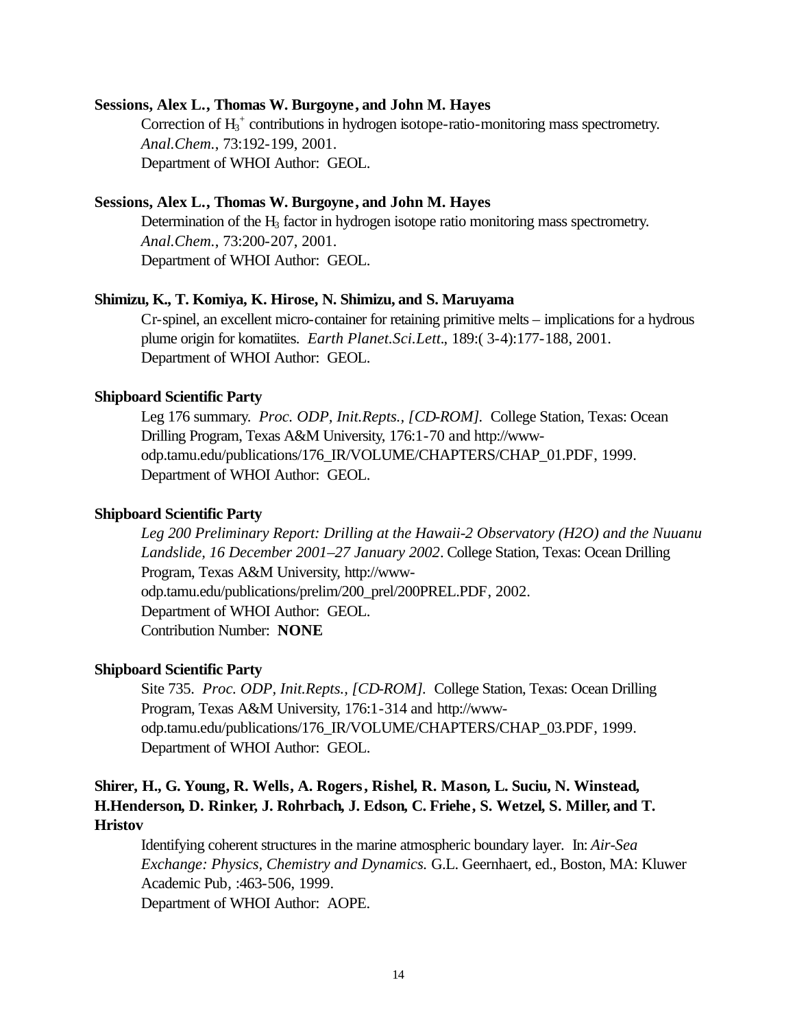**Sessions, Alex L., Thomas W. Burgoyne, and John M. Hayes**

Correction of $H_3^+$ contributions in hydrogen isotope-ratio-monitoring mass spectrometry. *Anal.Chem.*, 73:192-199, 2001.
Department of WHOI Author: GEOL.

**Sessions, Alex L., Thomas W. Burgoyne, and John M. Hayes**

Determination of the $H_3$ factor in hydrogen isotope ratio monitoring mass spectrometry. *Anal.Chem.*, 73:200-207, 2001.
Department of WHOI Author: GEOL.

**Shimizu, K., T. Komiya, K. Hirose, N. Shimizu, and S. Maruyama**

Cr-spinel, an excellent micro-container for retaining primitive melts – implications for a hydrous plume origin for komatiites. *Earth Planet.Sci.Lett.*, 189:( 3-4):177-188, 2001.
Department of WHOI Author: GEOL.

**Shipboard Scientific Party**

Leg 176 summary. *Proc. ODP, Init.Repts., [CD-ROM].* College Station, Texas: Ocean Drilling Program, Texas A&M University, 176:1-70 and http://www-odp.tamu.edu/publications/176_IR/VOLUME/CHAPTERS/CHAP_01.PDF, 1999.
Department of WHOI Author: GEOL.

**Shipboard Scientific Party**

*Leg 200 Preliminary Report: Drilling at the Hawaii-2 Observatory (H2O) and the Nuuanu Landslide, 16 December 2001–27 January 2002*. College Station, Texas: Ocean Drilling Program, Texas A&M University, http://www-odp.tamu.edu/publications/prelim/200_prel/200PREL.PDF, 2002.
Department of WHOI Author: GEOL.
Contribution Number: **NONE**

**Shipboard Scientific Party**

Site 735. *Proc. ODP, Init.Repts., [CD-ROM].* College Station, Texas: Ocean Drilling Program, Texas A&M University, 176:1-314 and http://www-odp.tamu.edu/publications/176_IR/VOLUME/CHAPTERS/CHAP_03.PDF, 1999.
Department of WHOI Author: GEOL.

**Shirer, H., G. Young, R. Wells, A. Rogers, Rishel, R. Mason, L. Suciu, N. Winstead, H.Henderson, D. Rinker, J. Rohrbach, J. Edson, C. Friehe, S. Wetzel, S. Miller, and T. Hristov**

Identifying coherent structures in the marine atmospheric boundary layer. In: *Air-Sea Exchange: Physics, Chemistry and Dynamics.* G.L. Geernhaert, ed., Boston, MA: Kluwer Academic Pub, :463-506, 1999.
Department of WHOI Author: AOPE.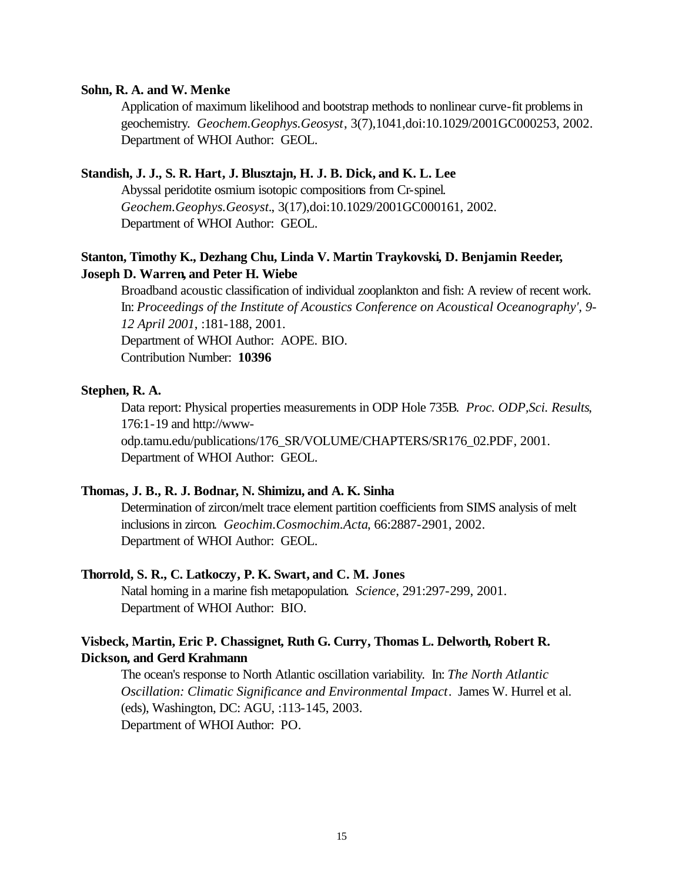**Sohn, R. A. and W. Menke**

Application of maximum likelihood and bootstrap methods to nonlinear curve-fit problems in geochemistry. *Geochem.Geophys.Geosyst*, 3(7),1041,doi:10.1029/2001GC000253, 2002.
Department of WHOI Author: GEOL.

**Standish, J. J., S. R. Hart, J. Blusztajn, H. J. B. Dick, and K. L. Lee**

Abyssal peridotite osmium isotopic compositions from Cr-spinel. *Geochem.Geophys.Geosyst*., 3(17),doi:10.1029/2001GC000161, 2002.
Department of WHOI Author: GEOL.

**Stanton, Timothy K., Dezhang Chu, Linda V. Martin Traykovski, D. Benjamin Reeder, Joseph D. Warren, and Peter H. Wiebe**

Broadband acoustic classification of individual zooplankton and fish: A review of recent work. In: *Proceedings of the Institute of Acoustics Conference on Acoustical Oceanography', 9-12 April 2001*, :181-188, 2001.
Department of WHOI Author: AOPE. BIO.
Contribution Number: **10396**

**Stephen, R. A.**

Data report: Physical properties measurements in ODP Hole 735B. *Proc. ODP,Sci. Results*, 176:1-19 and http://www-odp.tamu.edu/publications/176_SR/VOLUME/CHAPTERS/SR176_02.PDF, 2001.
Department of WHOI Author: GEOL.

**Thomas, J. B., R. J. Bodnar, N. Shimizu, and A. K. Sinha**

Determination of zircon/melt trace element partition coefficients from SIMS analysis of melt inclusions in zircon. *Geochim.Cosmochim.Acta*, 66:2887-2901, 2002.
Department of WHOI Author: GEOL.

**Thorrold, S. R., C. Latkoczy, P. K. Swart, and C. M. Jones**

Natal homing in a marine fish metapopulation. *Science*, 291:297-299, 2001.
Department of WHOI Author: BIO.

**Visbeck, Martin, Eric P. Chassignet, Ruth G. Curry, Thomas L. Delworth, Robert R. Dickson, and Gerd Krahmann**

The ocean's response to North Atlantic oscillation variability. In: *The North Atlantic Oscillation: Climatic Significance and Environmental Impact*. James W. Hurrel et al. (eds), Washington, DC: AGU, :113-145, 2003.
Department of WHOI Author: PO.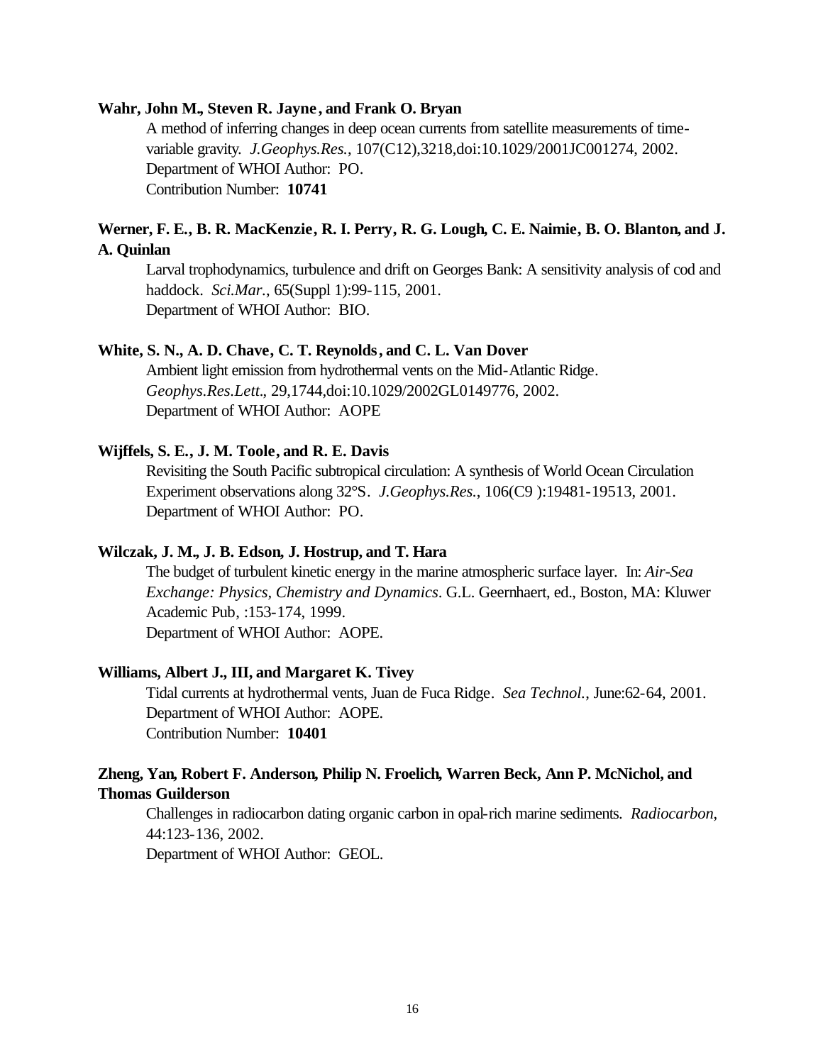**Wahr, John M., Steven R. Jayne, and Frank O. Bryan**

A method of inferring changes in deep ocean currents from satellite measurements of time-variable gravity. *J.Geophys.Res.*, 107(C12),3218,doi:10.1029/2001JC001274, 2002.
Department of WHOI Author: PO.
Contribution Number: **10741**

**Werner, F. E., B. R. MacKenzie, R. I. Perry, R. G. Lough, C. E. Naimie, B. O. Blanton, and J. A. Quinlan**

Larval trophodynamics, turbulence and drift on Georges Bank: A sensitivity analysis of cod and haddock. *Sci.Mar.*, 65(Suppl 1):99-115, 2001.
Department of WHOI Author: BIO.

**White, S. N., A. D. Chave, C. T. Reynolds, and C. L. Van Dover**

Ambient light emission from hydrothermal vents on the Mid-Atlantic Ridge. *Geophys.Res.Lett.*, 29,1744,doi:10.1029/2002GL0149776, 2002.
Department of WHOI Author: AOPE

**Wijffels, S. E., J. M. Toole, and R. E. Davis**

Revisiting the South Pacific subtropical circulation: A synthesis of World Ocean Circulation Experiment observations along 32°S. *J.Geophys.Res.*, 106(C9 ):19481-19513, 2001.
Department of WHOI Author: PO.

**Wilczak, J. M., J. B. Edson, J. Hostrup, and T. Hara**

The budget of turbulent kinetic energy in the marine atmospheric surface layer. In: *Air-Sea Exchange: Physics, Chemistry and Dynamics*. G.L. Geernhaert, ed., Boston, MA: Kluwer Academic Pub, :153-174, 1999.
Department of WHOI Author: AOPE.

**Williams, Albert J., III, and Margaret K. Tivey**

Tidal currents at hydrothermal vents, Juan de Fuca Ridge. *Sea Technol.*, June:62-64, 2001.
Department of WHOI Author: AOPE.
Contribution Number: **10401**

**Zheng, Yan, Robert F. Anderson, Philip N. Froelich, Warren Beck, Ann P. McNichol, and Thomas Guilderson**

Challenges in radiocarbon dating organic carbon in opal-rich marine sediments. *Radiocarbon*, 44:123-136, 2002.
Department of WHOI Author: GEOL.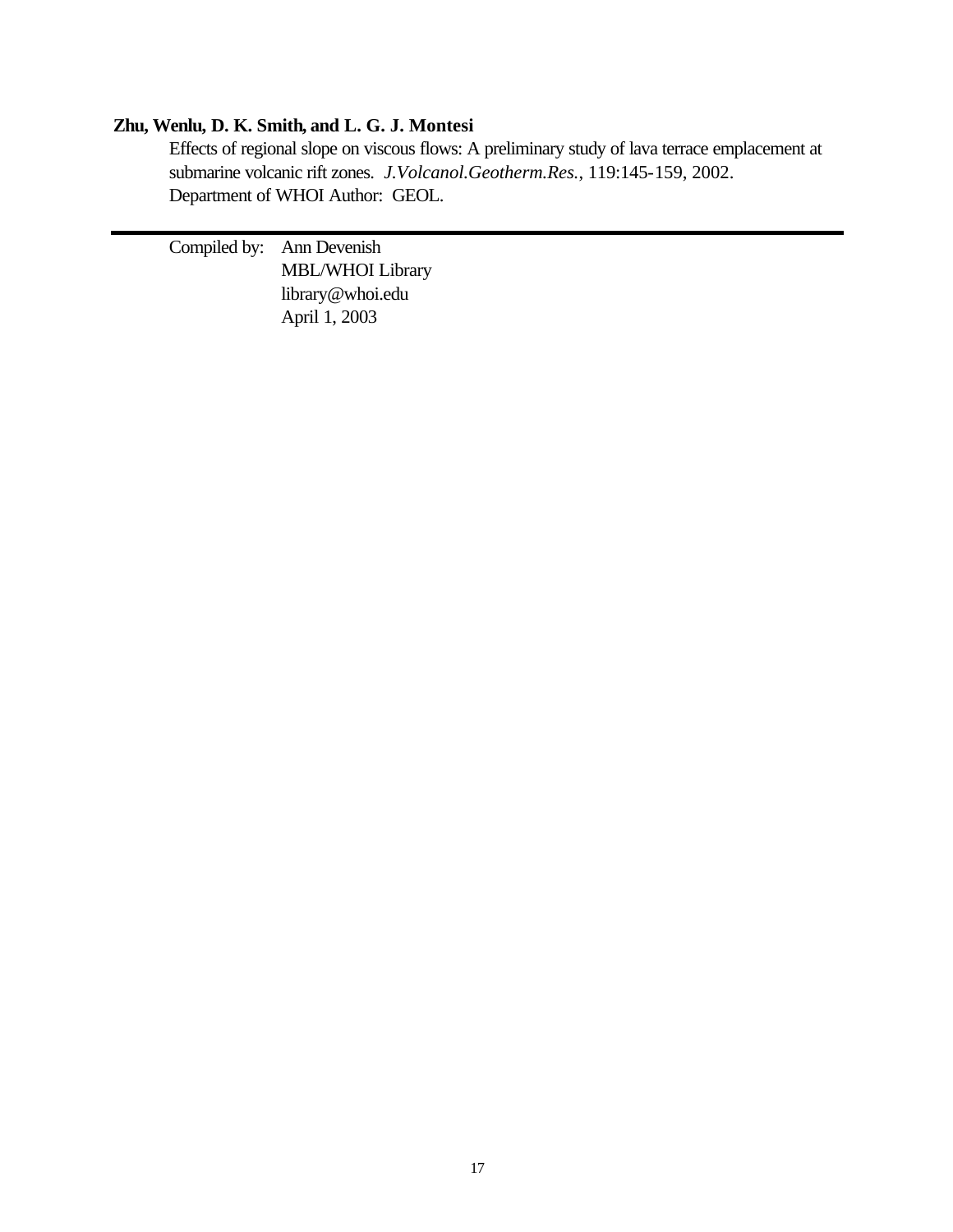**Zhu, Wenlu, D. K. Smith, and L. G. J. Montesi**

Effects of regional slope on viscous flows: A preliminary study of lava terrace emplacement at submarine volcanic rift zones. *J.Volcanol.Geotherm.Res.*, 119:145-159, 2002.
Department of WHOI Author: GEOL.

---

Compiled by: Ann Devenish
MBL/WHOI Library
library@whoi.edu
April 1, 2003